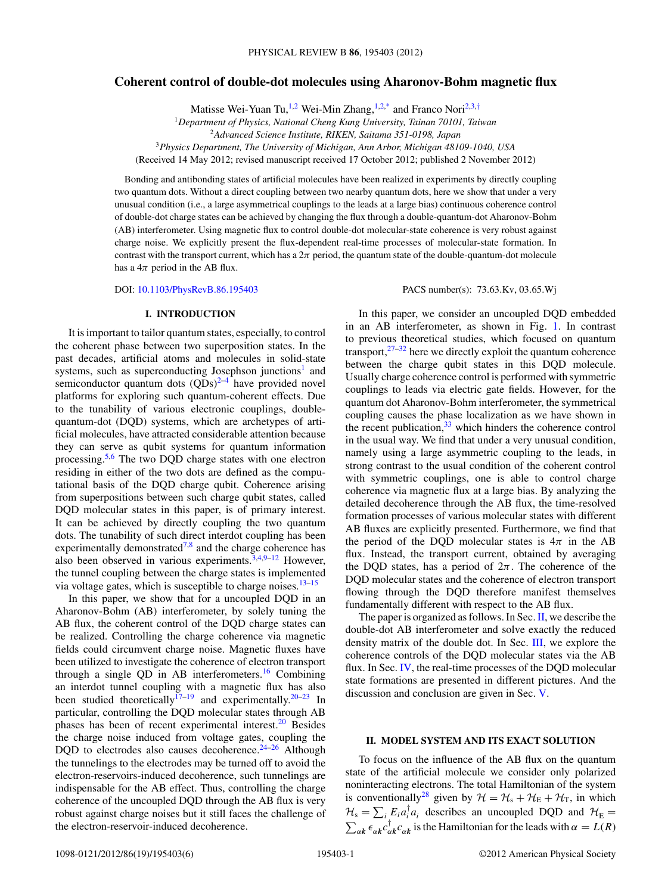# Coherent control of double-dot molecules using Aharonov-Bohm magnetic flux

Matisse Wei-Yuan Tu,[1,2] Wei-Min Zhang,[1,2,*] and Franco Nori[2,3,†]

[1]*Department of Physics, National Cheng Kung University, Tainan 70101, Taiwan*
[2]*Advanced Science Institute, RIKEN, Saitama 351-0198, Japan*
[3]*Physics Department, The University of Michigan, Ann Arbor, Michigan 48109-1040, USA*

(Received 14 May 2012; revised manuscript received 17 October 2012; published 2 November 2012)

Bonding and antibonding states of artificial molecules have been realized in experiments by directly coupling two quantum dots. Without a direct coupling between two nearby quantum dots, here we show that under a very unusual condition (i.e., a large asymmetrical couplings to the leads at a large bias) continuous coherence control of double-dot charge states can be achieved by changing the flux through a double-quantum-dot Aharonov-Bohm (AB) interferometer. Using magnetic flux to control double-dot molecular-state coherence is very robust against charge noise. We explicitly present the flux-dependent real-time processes of molecular-state formation. In contrast with the transport current, which has a $2\pi$ period, the quantum state of the double-quantum-dot molecule has a $4\pi$ period in the AB flux.

DOI: 10.1103/PhysRevB.86.195403 PACS number(s): 73.63.Kv, 03.65.Wj

## I. INTRODUCTION

It is important to tailor quantum states, especially, to control the coherent phase between two superposition states. In the past decades, artificial atoms and molecules in solid-state systems, such as superconducting Josephson junctions[1] and semiconductor quantum dots (QDs)[2–4] have provided novel platforms for exploring such quantum-coherent effects. Due to the tunability of various electronic couplings, double-quantum-dot (DQD) systems, which are archetypes of artificial molecules, have attracted considerable attention because they can serve as qubit systems for quantum information processing.[5,6] The two DQD charge states with one electron residing in either of the two dots are defined as the computational basis of the DQD charge qubit. Coherence arising from superpositions between such charge qubit states, called DQD molecular states in this paper, is of primary interest. It can be achieved by directly coupling the two quantum dots. The tunability of such direct interdot coupling has been experimentally demonstrated[7,8] and the charge coherence has also been observed in various experiments.[3,4,9–12] However, the tunnel coupling between the charge states is implemented via voltage gates, which is susceptible to charge noises.[13–15]

In this paper, we show that for a uncoupled DQD in an Aharonov-Bohm (AB) interferometer, by solely tuning the AB flux, the coherent control of the DQD charge states can be realized. Controlling the charge coherence via magnetic fields could circumvent charge noise. Magnetic fluxes have been utilized to investigate the coherence of electron transport through a single QD in AB interferometers.[16] Combining an interdot tunnel coupling with a magnetic flux has also been studied theoretically[17–19] and experimentally.[20–23] In particular, controlling the DQD molecular states through AB phases has been of recent experimental interest.[20] Besides the charge noise induced from voltage gates, coupling the DQD to electrodes also causes decoherence.[24–26] Although the tunnelings to the electrodes may be turned off to avoid the electron-reservoirs-induced decoherence, such tunnelings are indispensable for the AB effect. Thus, controlling the charge coherence of the uncoupled DQD through the AB flux is very robust against charge noises but it still faces the challenge of the electron-reservoir-induced decoherence.

In this paper, we consider an uncoupled DQD embedded in an AB interferometer, as shown in Fig. 1. In contrast to previous theoretical studies, which focused on quantum transport,[27–32] here we directly exploit the quantum coherence between the charge qubit states in this DQD molecule. Usually charge coherence control is performed with symmetric couplings to leads via electric gate fields. However, for the quantum dot Aharonov-Bohm interferometer, the symmetrical coupling causes the phase localization as we have shown in the recent publication,[33] which hinders the coherence control in the usual way. We find that under a very unusual condition, namely using a large asymmetric coupling to the leads, in strong contrast to the usual condition of the coherent control with symmetric couplings, one is able to control charge coherence via magnetic flux at a large bias. By analyzing the detailed decoherence through the AB flux, the time-resolved formation processes of various molecular states with different AB fluxes are explicitly presented. Furthermore, we find that the period of the DQD molecular states is $4\pi$ in the AB flux. Instead, the transport current, obtained by averaging the DQD states, has a period of $2\pi$. The coherence of the DQD molecular states and the coherence of electron transport flowing through the DQD therefore manifest themselves fundamentally different with respect to the AB flux.

The paper is organized as follows. In Sec. II, we describe the double-dot AB interferometer and solve exactly the reduced density matrix of the double dot. In Sec. III, we explore the coherence controls of the DQD molecular states via the AB flux. In Sec. IV, the real-time processes of the DQD molecular state formations are presented in different pictures. And the discussion and conclusion are given in Sec. V.

## II. MODEL SYSTEM AND ITS EXACT SOLUTION

To focus on the influence of the AB flux on the quantum state of the artificial molecule we consider only polarized noninteracting electrons. The total Hamiltonian of the system is conventionally[28] given by $\mathcal{H} = \mathcal{H}_{\rm s} + \mathcal{H}_{\rm E} + \mathcal{H}_{\rm T}$, in which $\mathcal{H}_{\rm s} = \sum_i E_i a_i^\dagger a_i$ describes an uncoupled DQD and $\mathcal{H}_{\rm E} = \sum_{\alpha\boldsymbol{k}} \epsilon_{\alpha\boldsymbol{k}} c_{\alpha\boldsymbol{k}}^\dagger c_{\alpha\boldsymbol{k}}$ is the Hamiltonian for the leads with $\alpha = L(R)$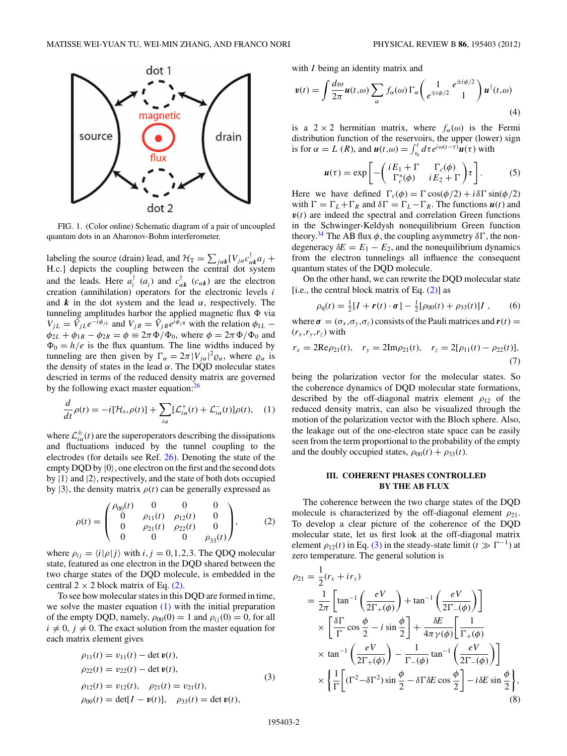FIG. 1. (Color online) Schematic diagram of a pair of uncoupled quantum dots in an Aharonov-Bohm interferometer.

labeling the source (drain) lead, and $\mathcal{H}_T = \sum_{j\alpha k}[V_{j\alpha} c_{\alpha k}^\dagger a_j + \text{H.c.}]$ depicts the coupling between the central dot system and the leads. Here $a_i^\dagger$ ($a_i$) and $c_{\alpha k}^\dagger$ ($c_{\alpha k}$) are the electron creation (annihilation) operators for the electronic levels $i$ and $\boldsymbol{k}$ in the dot system and the lead $\alpha$, respectively. The tunneling amplitudes harbor the applied magnetic flux $\Phi$ via $V_{jL} = \bar{V}_{jL} e^{-i\phi_{jL}}$ and $V_{jR} = \bar{V}_{jR} e^{i\phi_{jR}}$ with the relation $\phi_{1L} - \phi_{2L} + \phi_{1R} - \phi_{2R} = \phi \equiv 2\pi\Phi/\Phi_0$, where $\phi = 2\pi\Phi/\Phi_0$ and $\Phi_0 = h/e$ is the flux quantum. The line widths induced by tunneling are then given by $\Gamma_\alpha = 2\pi|V_{j\alpha}|^2\varrho_\alpha$, where $\varrho_\alpha$ is the density of states in the lead $\alpha$. The DQD molecular states descried in terms of the reduced density matrix are governed by the following exact master equation:[26]

$$\frac{d}{dt}\rho(t) = -i[\mathcal{H}_s,\rho(t)] + \sum_{i\alpha}[\mathcal{L}_{i\alpha}^+(t) + \mathcal{L}_{i\alpha}^-(t)]\rho(t), \quad (1)$$

where $\mathcal{L}_{i\alpha}^\pm(t)$ are the superoperators describing the dissipations and fluctuations induced by the tunnel coupling to the electrodes (for details see Ref. 26). Denoting the state of the empty DQD by $|0\rangle$, one electron on the first and the second dots by $|1\rangle$ and $|2\rangle$, respectively, and the state of both dots occupied by $|3\rangle$, the density matrix $\rho(t)$ can be generally expressed as

$$\rho(t) = \begin{pmatrix} \rho_{00}(t) & 0 & 0 & 0 \\ 0 & \rho_{11}(t) & \rho_{12}(t) & 0 \\ 0 & \rho_{21}(t) & \rho_{22}(t) & 0 \\ 0 & 0 & 0 & \rho_{33}(t) \end{pmatrix}, \quad (2)$$

where $\rho_{ij} = \langle i|\rho|j\rangle$ with $i,j = 0,1,2,3$. The QDQ molecular state, featured as one electron in the DQD shared between the two charge states of the DQD molecule, is embedded in the central $2\times 2$ block matrix of Eq. (2).

To see how molecular states in this DQD are formed in time, we solve the master equation (1) with the initial preparation of the empty DQD, namely, $\rho_{00}(0) = 1$ and $\rho_{ij}(0) = 0$, for all $i \neq 0$, $j \neq 0$. The exact solution from the master equation for each matrix element gives

$$\begin{aligned} \rho_{11}(t) &= v_{11}(t) - \det \boldsymbol{v}(t), \\ \rho_{22}(t) &= v_{22}(t) - \det \boldsymbol{v}(t), \\ \rho_{12}(t) &= v_{12}(t), \quad \rho_{21}(t) = v_{21}(t), \\ \rho_{00}(t) &= \det[I - \boldsymbol{v}(t)], \quad \rho_{33}(t) = \det \boldsymbol{v}(t), \end{aligned} \quad (3)$$

with $I$ being an identity matrix and

$$\boldsymbol{v}(t) = \int \frac{d\omega}{2\pi} \boldsymbol{u}(t,\omega) \sum_\alpha f_\alpha(\omega)\,\Gamma_\alpha \begin{pmatrix} 1 & e^{\pm i\phi/2} \\ e^{\mp i\phi/2} & 1 \end{pmatrix} \boldsymbol{u}^\dagger(t,\omega) \quad (4)$$

is a $2\times 2$ hermitian matrix, where $f_\alpha(\omega)$ is the Fermi distribution function of the reservoirs, the upper (lower) sign is for $\alpha = L$ ($R$), and $\boldsymbol{u}(t,\omega) = \int_{t_0}^t d\tau e^{i\omega(t-\tau)}\boldsymbol{u}(\tau)$ with

$$\boldsymbol{u}(\tau) = \exp\left[-\begin{pmatrix} iE_1 + \Gamma & \Gamma_c(\phi) \\ \Gamma_c^*(\phi) & iE_2 + \Gamma \end{pmatrix}\tau\right]. \quad (5)$$

Here we have defined $\Gamma_c(\phi) = \Gamma\cos(\phi/2) + i\delta\Gamma\sin(\phi/2)$ with $\Gamma = \Gamma_L + \Gamma_R$ and $\delta\Gamma = \Gamma_L - \Gamma_R$. The functions $\boldsymbol{u}(t)$ and $\boldsymbol{v}(t)$ are indeed the spectral and correlation Green functions in the Schwinger-Keldysh nonequilibrium Green function theory.[34] The AB flux $\phi$, the coupling asymmetry $\delta\Gamma$, the nondegeneracy $\delta E = E_1 - E_2$, and the nonequilibrium dynamics from the electron tunnelings all influence the consequent quantum states of the DQD molecule.

On the other hand, we can rewrite the DQD molecular state [i.e., the central block matrix of Eq. (2)] as

$$\rho_q(t) = \tfrac{1}{2}[I + \boldsymbol{r}(t)\cdot\boldsymbol{\sigma}] - \tfrac{1}{2}[\rho_{00}(t) + \rho_{33}(t)]I\,, \quad (6)$$

where $\boldsymbol{\sigma} = (\sigma_x,\sigma_y,\sigma_z)$ consists of the Pauli matrices and $\boldsymbol{r}(t) = (r_x,r_y,r_z)$ with

$$r_x = 2\text{Re}\rho_{21}(t), \quad r_y = 2\text{Im}\rho_{21}(t), \quad r_z = 2[\rho_{11}(t) - \rho_{22}(t)], \quad (7)$$

being the polarization vector for the molecular states. So the coherence dynamics of DQD molecular state formations, described by the off-diagonal matrix element $\rho_{12}$ of the reduced density matrix, can also be visualized through the motion of the polarization vector with the Bloch sphere. Also, the leakage out of the one-electron state space can be easily seen from the term proportional to the probability of the empty and the doubly occupied states, $\rho_{00}(t) + \rho_{33}(t)$.

## III. COHERENT PHASES CONTROLLED BY THE AB FLUX

The coherence between the two charge states of the DQD molecule is characterized by the off-diagonal element $\rho_{21}$. To develop a clear picture of the coherence of the DQD molecular state, let us first look at the off-diagonal matrix element $\rho_{12}(t)$ in Eq. (3) in the steady-state limit ($t \gg \Gamma^{-1}$) at zero temperature. The general solution is

$$\begin{aligned} \rho_{21} &= \frac{1}{2}(r_x + ir_y) \\ &= \frac{1}{2\pi}\left[\tan^{-1}\left(\frac{eV}{2\Gamma_+(\phi)}\right) + \tan^{-1}\left(\frac{eV}{2\Gamma_-(\phi)}\right)\right] \\ &\quad \times \left[\frac{\delta\Gamma}{\Gamma}\cos\frac{\phi}{2} - i\sin\frac{\phi}{2}\right] + \frac{\delta E}{4\pi\gamma(\phi)}\left[\frac{1}{\Gamma_+(\phi)}\right. \\ &\quad \times \left.\tan^{-1}\left(\frac{eV}{2\Gamma_+(\phi)}\right) - \frac{1}{\Gamma_-(\phi)}\tan^{-1}\left(\frac{eV}{2\Gamma_-(\phi)}\right)\right] \\ &\quad \times \left\{\frac{1}{\Gamma}\left[(\Gamma^2 - \delta\Gamma^2)\sin\frac{\phi}{2} - \delta\Gamma\delta E\cos\frac{\phi}{2}\right] - i\delta E\sin\frac{\phi}{2}\right\}, \end{aligned} \quad (8)$$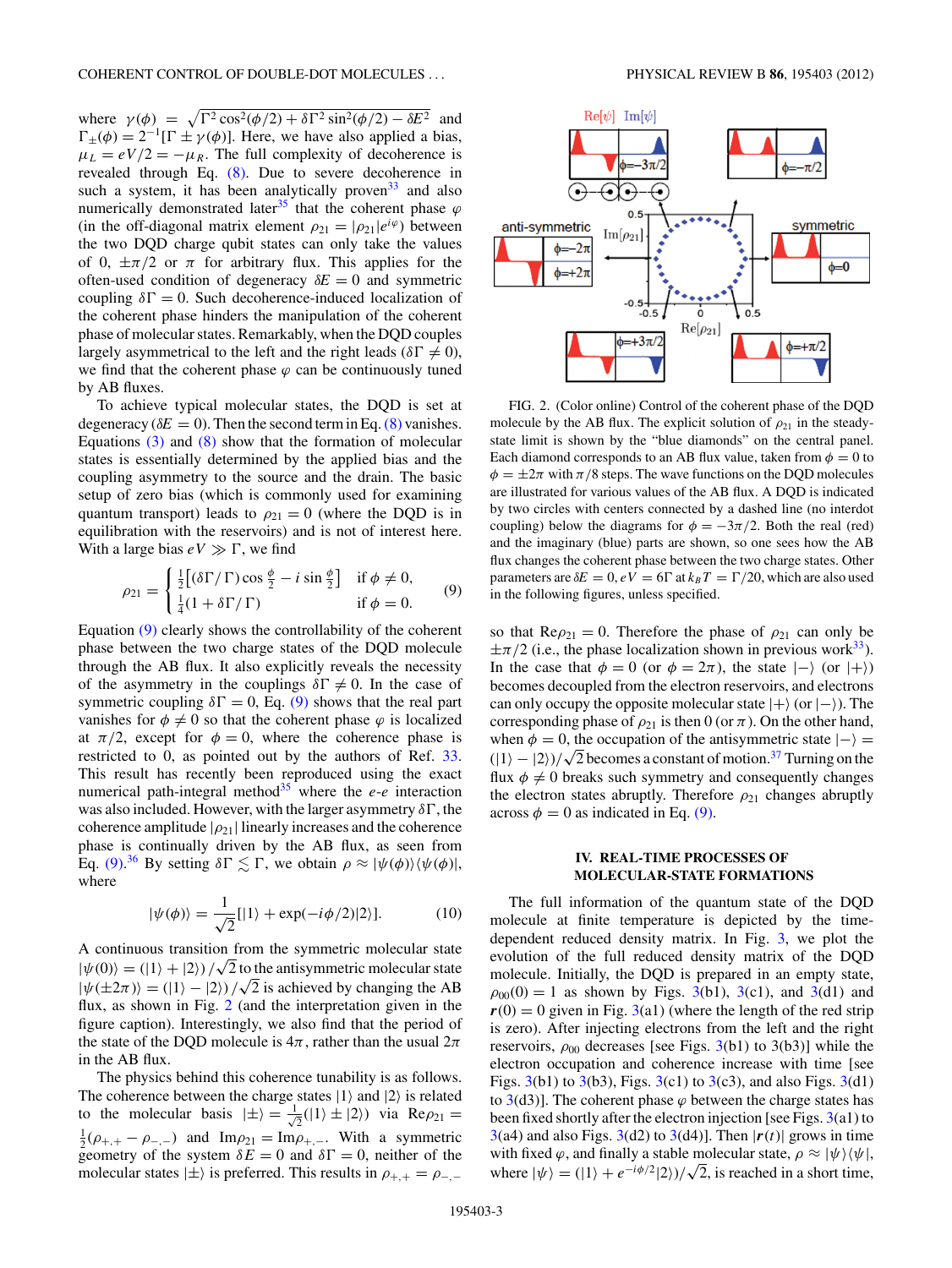where $\gamma(\phi) = \sqrt{\Gamma^2 \cos^2(\phi/2) + \delta\Gamma^2 \sin^2(\phi/2) - \delta E^2}$ and $\Gamma_\pm(\phi) = 2^{-1}[\Gamma \pm \gamma(\phi)]$. Here, we have also applied a bias, $\mu_L = eV/2 = -\mu_R$. The full complexity of decoherence is revealed through Eq. (8). Due to severe decoherence in such a system, it has been analytically proven[33] and also numerically demonstrated later[35] that the coherent phase $\varphi$ (in the off-diagonal matrix element $\rho_{21} = |\rho_{21}|e^{i\varphi}$) between the two DQD charge qubit states can only take the values of 0, $\pm\pi/2$ or $\pi$ for arbitrary flux. This applies for the often-used condition of degeneracy $\delta E = 0$ and symmetric coupling $\delta\Gamma = 0$. Such decoherence-induced localization of the coherent phase hinders the manipulation of the coherent phase of molecular states. Remarkably, when the DQD couples largely asymmetrical to the left and the right leads ($\delta\Gamma \neq 0$), we find that the coherent phase $\varphi$ can be continuously tuned by AB fluxes.

To achieve typical molecular states, the DQD is set at degeneracy ($\delta E = 0$). Then the second term in Eq. (8) vanishes. Equations (3) and (8) show that the formation of molecular states is essentially determined by the applied bias and the coupling asymmetry to the source and the drain. The basic setup of zero bias (which is commonly used for examining quantum transport) leads to $\rho_{21} = 0$ (where the DQD is in equilibration with the reservoirs) and is not of interest here. With a large bias $eV \gg \Gamma$, we find

$$\rho_{21} = \begin{cases} \frac{1}{2}\left[(\delta\Gamma/\Gamma)\cos\frac{\phi}{2} - i \sin\frac{\phi}{2}\right] & \text{if } \phi \neq 0, \\ \frac{1}{4}(1 + \delta\Gamma/\Gamma) & \text{if } \phi = 0. \end{cases} \tag{9}$$

Equation (9) clearly shows the controllability of the coherent phase between the two charge states of the DQD molecule through the AB flux. It also explicitly reveals the necessity of the asymmetry in the couplings $\delta\Gamma \neq 0$. In the case of symmetric coupling $\delta\Gamma = 0$, Eq. (9) shows that the real part vanishes for $\phi \neq 0$ so that the coherent phase $\varphi$ is localized at $\pi/2$, except for $\phi = 0$, where the coherent phase is restricted to 0, as pointed out by the authors of Ref. 33. This result has recently been reproduced using the exact numerical path-integral method[35] where the *e-e* interaction was also included. However, with the larger asymmetry $\delta\Gamma$, the coherence amplitude $|\rho_{21}|$ linearly increases and the coherence phase is continually driven by the AB flux, as seen from Eq. (9).[36] By setting $\delta\Gamma \lesssim \Gamma$, we obtain $\rho \approx |\psi(\phi)\rangle\langle\psi(\phi)|$, where

$$|\psi(\phi)\rangle = \frac{1}{\sqrt{2}}[|1\rangle + \exp(-i\phi/2)|2\rangle]. \tag{10}$$

A continuous transition from the symmetric molecular state $|\psi(0)\rangle = (|1\rangle + |2\rangle)/\sqrt{2}$ to the antisymmetric molecular state $|\psi(\pm 2\pi)\rangle = (|1\rangle - |2\rangle)/\sqrt{2}$ is achieved by changing the AB flux, as shown in Fig. 2 (and the interpretation given in the figure caption). Interestingly, we also find that the period of the state of the DQD molecule is $4\pi$, rather than the usual $2\pi$ in the AB flux.

The physics behind this coherence tunability is as follows. The coherence between the charge states $|1\rangle$ and $|2\rangle$ is related to the molecular basis $|\pm\rangle = \frac{1}{\sqrt{2}}(|1\rangle \pm |2\rangle)$ via $\mathrm{Re}\rho_{21} = \frac{1}{2}(\rho_{+,+} - \rho_{-,-})$ and $\mathrm{Im}\rho_{21} = \mathrm{Im}\rho_{+,-}$. With a symmetric geometry of the system $\delta E = 0$ and $\delta\Gamma = 0$, neither of the molecular states $|\pm\rangle$ is preferred. This results in $\rho_{+,+} = \rho_{-,-}$ so that $\mathrm{Re}\rho_{21} = 0$. Therefore the phase of $\rho_{21}$ can only be $\pm\pi/2$ (i.e., the phase localization shown in previous work[33]). In the case that $\phi = 0$ (or $\phi = 2\pi$), the state $|-\rangle$ (or $|+\rangle$) becomes decoupled from the electron reservoirs, and electrons can only occupy the opposite molecular state $|+\rangle$ (or $|-\rangle$). The corresponding phase of $\rho_{21}$ is then 0 (or $\pi$). On the other hand, when $\phi = 0$, the occupation of the antisymmetric state $|-\rangle = (|1\rangle - |2\rangle)/\sqrt{2}$ becomes a constant of motion.[37] Turning on the flux $\phi \neq 0$ breaks such symmetry and consequently changes the electron states abruptly. Therefore $\rho_{21}$ changes abruptly across $\phi = 0$ as indicated in Eq. (9).

FIG. 2. (Color online) Control of the coherent phase of the DQD molecule by the AB flux. The explicit solution of $\rho_{21}$ in the steady-state limit is shown by the "blue diamonds" on the central panel. Each diamond corresponds to an AB flux value, taken from $\phi = 0$ to $\phi = \pm 2\pi$ with $\pi/8$ steps. The wave functions on the DQD molecules are illustrated for various values of the AB flux. A DQD is indicated by two circles with centers connected by a dashed line (no interdot coupling) below the diagrams for $\phi = -3\pi/2$. Both the real (red) and the imaginary (blue) parts are shown, so one sees how the AB flux changes the coherent phase between the two charge states. Other parameters are $\delta E = 0$, $eV = 6\Gamma$ at $k_B T = \Gamma/20$, which are also used in the following figures, unless specified.

## IV. REAL-TIME PROCESSES OF MOLECULAR-STATE FORMATIONS

The full information of the quantum state of the DQD molecule at finite temperature is depicted by the time-dependent reduced density matrix. In Fig. 3, we plot the evolution of the full reduced density matrix of the DQD molecule. Initially, the DQD is prepared in an empty state, $\rho_{00}(0) = 1$ as shown by Figs. 3(b1), 3(c1), and 3(d1) and $\boldsymbol{r}(0) = 0$ given in Fig. 3(a1) (where the length of the red strip is zero). After injecting electrons from the left and the right reservoirs, $\rho_{00}$ decreases [see Figs. 3(b1) to 3(b3)] while the electron occupation and coherence increase with time [see Figs. 3(b1) to 3(b3), Figs. 3(c1) to 3(c3), and also Figs. 3(d1) to 3(d3)]. The coherent phase $\varphi$ between the charge states has been fixed shortly after the electron injection [see Figs. 3(a1) to 3(a4) and also Figs. 3(d2) to 3(d4)]. Then $|\boldsymbol{r}(t)|$ grows in time with fixed $\varphi$, and finally a stable molecular state, $\rho \approx |\psi\rangle\langle\psi|$, where $|\psi\rangle = (|1\rangle + e^{-i\phi/2}|2\rangle)/\sqrt{2}$, is reached in a short time,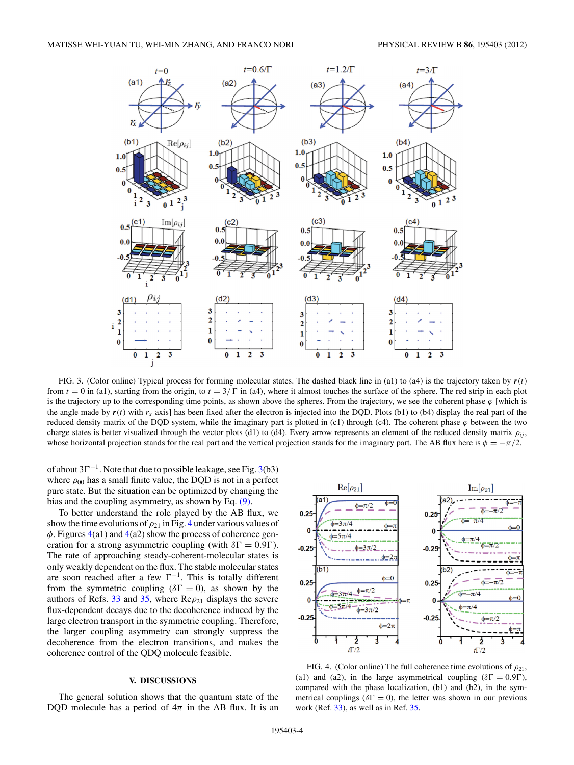FIG. 3. (Color online) Typical process for forming molecular states. The dashed black line in (a1) to (a4) is the trajectory taken by $\boldsymbol{r}(t)$ from $t=0$ in (a1), starting from the origin, to $t=3/\Gamma$ in (a4), where it almost touches the surface of the sphere. The red strip in each plot is the trajectory up to the corresponding time points, as shown above the spheres. From the trajectory, we see the coherent phase $\varphi$ [which is the angle made by $\boldsymbol{r}(t)$ with $r_x$ axis] has been fixed after the electron is injected into the DQD. Plots (b1) to (b4) display the real part of the reduced density matrix of the DQD system, while the imaginary part is plotted in (c1) through (c4). The coherent phase $\varphi$ between the two charge states is better visualized through the vector plots (d1) to (d4). Every arrow represents an element of the reduced density matrix $\rho_{ij}$, whose horizontal projection stands for the real part and the vertical projection stands for the imaginary part. The AB flux here is $\phi = -\pi/2$.

of about $3\Gamma^{-1}$. Note that due to possible leakage, see Fig. 3(b3) where $\rho_{00}$ has a small finite value, the DQD is not in a perfect pure state. But the situation can be optimized by changing the bias and the coupling asymmetry, as shown by Eq. (9).

To better understand the role played by the AB flux, we show the time evolutions of $\rho_{21}$ in Fig. 4 under various values of $\phi$. Figures 4(a1) and 4(a2) show the process of coherence generation for a strong asymmetric coupling (with $\delta\Gamma = 0.9\Gamma$). The rate of approaching steady-coherent-molecular states is only weakly dependent on the flux. The stable molecular states are soon reached after a few $\Gamma^{-1}$. This is totally different from the symmetric coupling ($\delta\Gamma = 0$), as shown by the authors of Refs. 33 and 35, where $\mathrm{Re}\rho_{21}$ displays the severe flux-dependent decays due to the decoherence induced by the large electron transport in the symmetric coupling. Therefore, the larger coupling asymmetry can strongly suppress the decoherence from the electron transitions, and makes the coherence control of the QDQ molecule feasible.

FIG. 4. (Color online) The full coherence time evolutions of $\rho_{21}$, (a1) and (a2), in the large asymmetrical coupling ($\delta\Gamma = 0.9\Gamma$), compared with the phase localization, (b1) and (b2), in the symmetrical couplings ($\delta\Gamma = 0$), the letter was shown in our previous work (Ref. 33), as well as in Ref. 35.

## V. DISCUSSIONS

The general solution shows that the quantum state of the DQD molecule has a period of $4\pi$ in the AB flux. It is an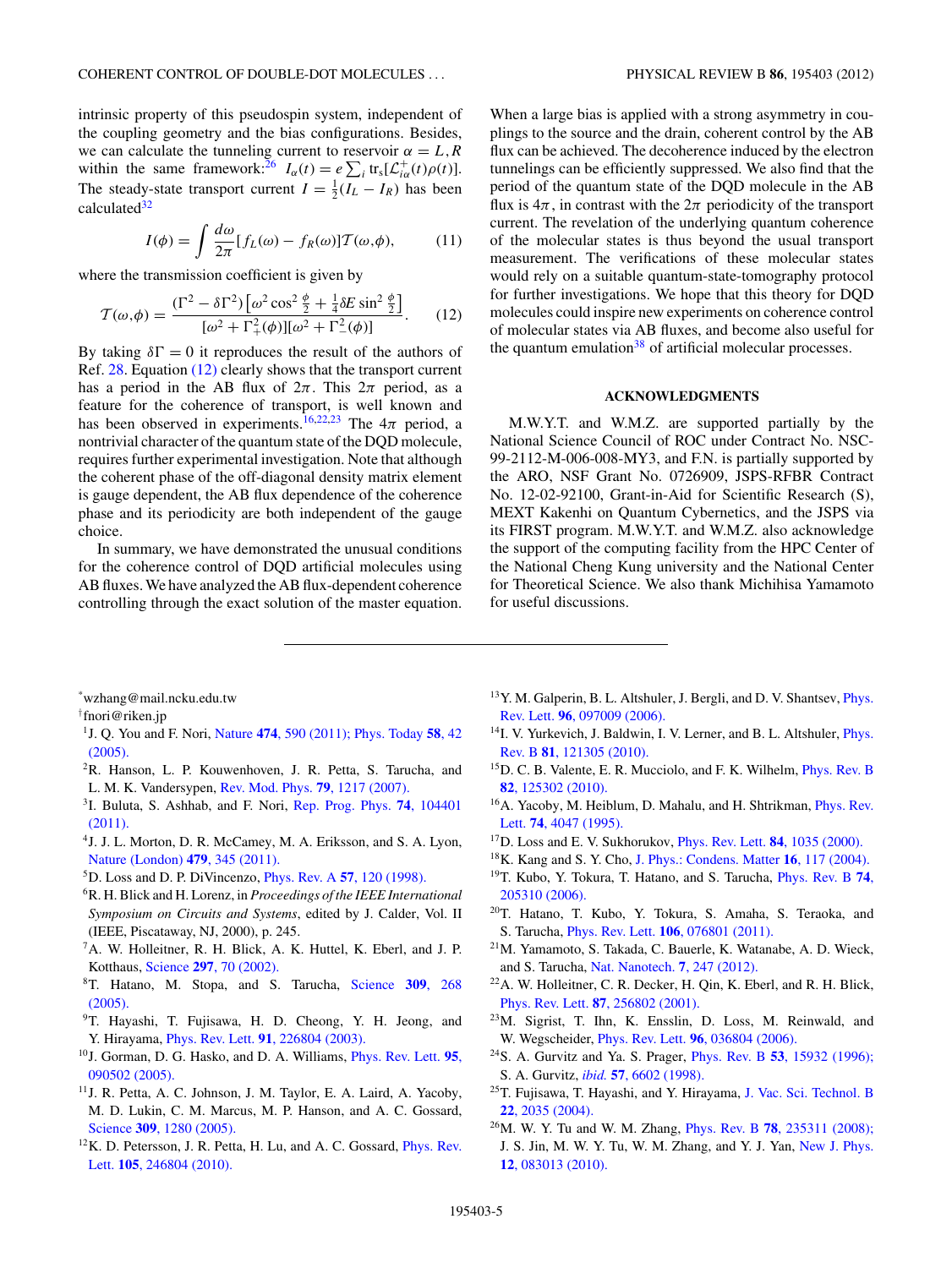intrinsic property of this pseudospin system, independent of the coupling geometry and the bias configurations. Besides, we can calculate the tunneling current to reservoir $\alpha = L, R$ within the same framework:[26] $I_\alpha(t) = e\sum_i \mathrm{tr}_s[\mathcal{L}^+_{i\alpha}(t)\rho(t)]$. The steady-state transport current $I = \frac{1}{2}(I_L - I_R)$ has been calculated[32]

$$I(\phi) = \int \frac{d\omega}{2\pi}[f_L(\omega) - f_R(\omega)]\mathcal{T}(\omega,\phi), \tag{11}$$

where the transmission coefficient is given by

$$\mathcal{T}(\omega,\phi) = \frac{(\Gamma^2 - \delta\Gamma^2)\left[\omega^2\cos^2\frac{\phi}{2} + \frac{1}{4}\delta E\sin^2\frac{\phi}{2}\right]}{[\omega^2 + \Gamma_+^2(\phi)][\omega^2 + \Gamma_-^2(\phi)]}. \tag{12}$$

By taking $\delta\Gamma = 0$ it reproduces the result of the authors of Ref. 28. Equation (12) clearly shows that the transport current has a period in the AB flux of $2\pi$. This $2\pi$ period, as a feature for the coherence of transport, is well known and has been observed in experiments.[16,22,23] The $4\pi$ period, a nontrivial character of the quantum state of the DQD molecule, requires further experimental investigation. Note that although the coherent phase of the off-diagonal density matrix element is gauge dependent, the AB flux dependence of the coherence phase and its periodicity are both independent of the gauge choice.

In summary, we have demonstrated the unusual conditions for the coherence control of DQD artificial molecules using AB fluxes. We have analyzed the AB flux-dependent coherence controlling through the exact solution of the master equation. When a large bias is applied with a strong asymmetry in couplings to the source and the drain, coherent control by the AB flux can be achieved. The decoherence induced by the electron tunnelings can be efficiently suppressed. We also find that the period of the quantum state of the DQD molecule in the AB flux is $4\pi$, in contrast with the $2\pi$ periodicity of the transport current. The revelation of the underlying quantum coherence of the molecular states is thus beyond the usual transport measurement. The verifications of these molecular states would rely on a suitable quantum-state-tomography protocol for further investigations. We hope that this theory for DQD molecules could inspire new experiments on coherence control of molecular states via AB fluxes, and become also useful for the quantum emulation[38] of artificial molecular processes.

## ACKNOWLEDGMENTS

M.W.Y.T. and W.M.Z. are supported partially by the National Science Council of ROC under Contract No. NSC-99-2112-M-006-008-MY3, and F.N. is partially supported by the ARO, NSF Grant No. 0726909, JSPS-RFBR Contract No. 12-02-92100, Grant-in-Aid for Scientific Research (S), MEXT Kakenhi on Quantum Cybernetics, and the JSPS via its FIRST program. M.W.Y.T. and W.M.Z. also acknowledge the support of the computing facility from the HPC Center of the National Cheng Kung university and the National Center for Theoretical Science. We also thank Michihisa Yamamoto for useful discussions.

---

[*] wzhang@mail.ncku.edu.tw

[†] fnori@riken.jp

[1] J. Q. You and F. Nori, Nature **474**, 590 (2011); Phys. Today **58**, 42 (2005).

[2] R. Hanson, L. P. Kouwenhoven, J. R. Petta, S. Tarucha, and L. M. K. Vandersypen, Rev. Mod. Phys. **79**, 1217 (2007).

[3] I. Buluta, S. Ashhab, and F. Nori, Rep. Prog. Phys. **74**, 104401 (2011).

[4] J. J. L. Morton, D. R. McCamey, M. A. Eriksson, and S. A. Lyon, Nature (London) **479**, 345 (2011).

[5] D. Loss and D. P. DiVincenzo, Phys. Rev. A **57**, 120 (1998).

[6] R. H. Blick and H. Lorenz, in *Proceedings of the IEEE International Symposium on Circuits and Systems*, edited by J. Calder, Vol. II (IEEE, Piscataway, NJ, 2000), p. 245.

[7] A. W. Holleitner, R. H. Blick, A. K. Huttel, K. Eberl, and J. P. Kotthaus, Science **297**, 70 (2002).

[8] T. Hatano, M. Stopa, and S. Tarucha, Science **309**, 268 (2005).

[9] T. Hayashi, T. Fujisawa, H. D. Cheong, Y. H. Jeong, and Y. Hirayama, Phys. Rev. Lett. **91**, 226804 (2003).

[10] J. Gorman, D. G. Hasko, and D. A. Williams, Phys. Rev. Lett. **95**, 090502 (2005).

[11] J. R. Petta, A. C. Johnson, J. M. Taylor, E. A. Laird, A. Yacoby, M. D. Lukin, C. M. Marcus, M. P. Hanson, and A. C. Gossard, Science **309**, 1280 (2005).

[12] K. D. Petersson, J. R. Petta, H. Lu, and A. C. Gossard, Phys. Rev. Lett. **105**, 246804 (2010).

[13] Y. M. Galperin, B. L. Altshuler, J. Bergli, and D. V. Shantsev, Phys. Rev. Lett. **96**, 097009 (2006).

[14] I. V. Yurkevich, J. Baldwin, I. V. Lerner, and B. L. Altshuler, Phys. Rev. B **81**, 121305 (2010).

[15] D. C. B. Valente, E. R. Mucciolo, and F. K. Wilhelm, Phys. Rev. B **82**, 125302 (2010).

[16] A. Yacoby, M. Heiblum, D. Mahalu, and H. Shtrikman, Phys. Rev. Lett. **74**, 4047 (1995).

[17] D. Loss and E. V. Sukhorukov, Phys. Rev. Lett. **84**, 1035 (2000).

[18] K. Kang and S. Y. Cho, J. Phys.: Condens. Matter **16**, 117 (2004).

[19] T. Kubo, Y. Tokura, T. Hatano, and S. Tarucha, Phys. Rev. B **74**, 205310 (2006).

[20] T. Hatano, T. Kubo, Y. Tokura, S. Amaha, S. Teraoka, and S. Tarucha, Phys. Rev. Lett. **106**, 076801 (2011).

[21] M. Yamamoto, S. Takada, C. Bauerle, K. Watanabe, A. D. Wieck, and S. Tarucha, Nat. Nanotech. **7**, 247 (2012).

[22] A. W. Holleitner, C. R. Decker, H. Qin, K. Eberl, and R. H. Blick, Phys. Rev. Lett. **87**, 256802 (2001).

[23] M. Sigrist, T. Ihn, K. Ensslin, D. Loss, M. Reinwald, and W. Wegscheider, Phys. Rev. Lett. **96**, 036804 (2006).

[24] S. A. Gurvitz and Ya. S. Prager, Phys. Rev. B **53**, 15932 (1996); S. A. Gurvitz, *ibid.* **57**, 6602 (1998).

[25] T. Fujisawa, T. Hayashi, and Y. Hirayama, J. Vac. Sci. Technol. B **22**, 2035 (2004).

[26] M. W. Y. Tu and W. M. Zhang, Phys. Rev. B **78**, 235311 (2008); J. S. Jin, M. W. Y. Tu, W. M. Zhang, and Y. J. Yan, New J. Phys. **12**, 083013 (2010).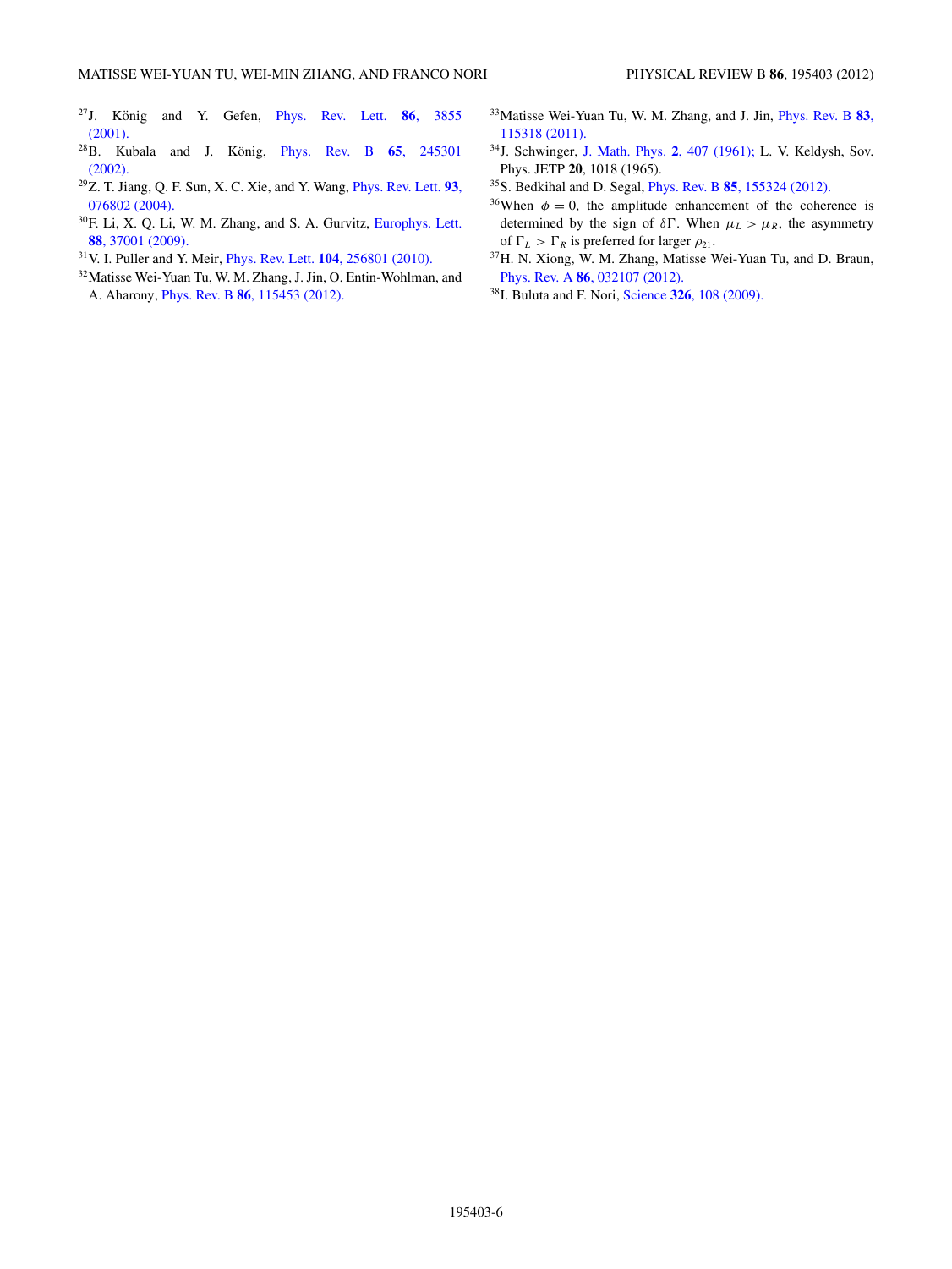[27] J. König and Y. Gefen, Phys. Rev. Lett. **86**, 3855 (2001).

[28] B. Kubala and J. König, Phys. Rev. B **65**, 245301 (2002).

[29] Z. T. Jiang, Q. F. Sun, X. C. Xie, and Y. Wang, Phys. Rev. Lett. **93**, 076802 (2004).

[30] F. Li, X. Q. Li, W. M. Zhang, and S. A. Gurvitz, Europhys. Lett. **88**, 37001 (2009).

[31] V. I. Puller and Y. Meir, Phys. Rev. Lett. **104**, 256801 (2010).

[32] Matisse Wei-Yuan Tu, W. M. Zhang, J. Jin, O. Entin-Wohlman, and A. Aharony, Phys. Rev. B **86**, 115453 (2012).

[33] Matisse Wei-Yuan Tu, W. M. Zhang, and J. Jin, Phys. Rev. B **83**, 115318 (2011).

[34] J. Schwinger, J. Math. Phys. **2**, 407 (1961); L. V. Keldysh, Sov. Phys. JETP **20**, 1018 (1965).

[35] S. Bedkihal and D. Segal, Phys. Rev. B **85**, 155324 (2012).

[36] When $\phi = 0$, the amplitude enhancement of the coherence is determined by the sign of $\delta\Gamma$. When $\mu_L > \mu_R$, the asymmetry of $\Gamma_L > \Gamma_R$ is preferred for larger $\rho_{21}$.

[37] H. N. Xiong, W. M. Zhang, Matisse Wei-Yuan Tu, and D. Braun, Phys. Rev. A **86**, 032107 (2012).

[38] I. Buluta and F. Nori, Science **326**, 108 (2009).